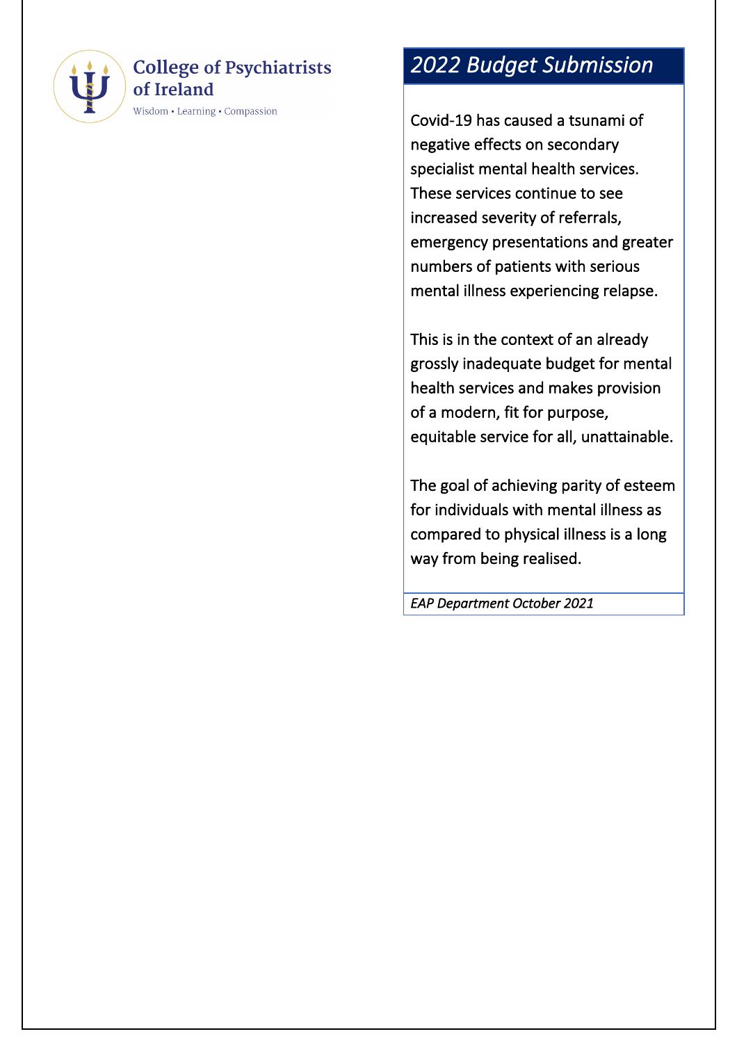**College of Psychiatrists of Ireland**

Wisdom • Learning • Compassion

# *2022 Budget Submission*

Covid-19 has caused a tsunami of negative effects on secondary specialist mental health services. These services continue to see increased severity of referrals, emergency presentations and greater numbers of patients with serious mental illness experiencing relapse.

This is in the context of an already grossly inadequate budget for mental health services and makes provision of a modern, fit for purpose, equitable service for all, unattainable.

The goal of achieving parity of esteem for individuals with mental illness as compared to physical illness is a long way from being realised.

*EAP Department October 2021*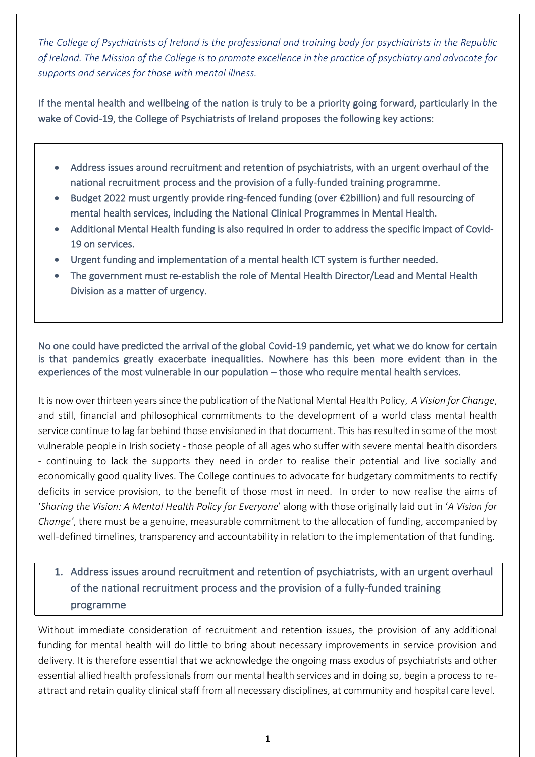*The College of Psychiatrists of Ireland is the professional and training body for psychiatrists in the Republic of Ireland. The Mission of the College is to promote excellence in the practice of psychiatry and advocate for supports and services for those with mental illness.*

If the mental health and wellbeing of the nation is truly to be a priority going forward, particularly in the wake of Covid-19, the College of Psychiatrists of Ireland proposes the following key actions:

- Address issues around recruitment and retention of psychiatrists, with an urgent overhaul of the national recruitment process and the provision of a fully-funded training programme.
- Budget 2022 must urgently provide ring-fenced funding (over €2billion) and full resourcing of mental health services, including the National Clinical Programmes in Mental Health.
- Additional Mental Health funding is also required in order to address the specific impact of Covid-19 on services.
- Urgent funding and implementation of a mental health ICT system is further needed.
- The government must re-establish the role of Mental Health Director/Lead and Mental Health Division as a matter of urgency.

No one could have predicted the arrival of the global Covid-19 pandemic, yet what we do know for certain is that pandemics greatly exacerbate inequalities. Nowhere has this been more evident than in the experiences of the most vulnerable in our population – those who require mental health services.

It is now over thirteen years since the publication of the National Mental Health Policy, *A Vision for Change*, and still, financial and philosophical commitments to the development of a world class mental health service continue to lag far behind those envisioned in that document. This has resulted in some of the most vulnerable people in Irish society - those people of all ages who suffer with severe mental health disorders - continuing to lack the supports they need in order to realise their potential and live socially and economically good quality lives. The College continues to advocate for budgetary commitments to rectify deficits in service provision, to the benefit of those most in need. In order to now realise the aims of '*Sharing the Vision: A Mental Health Policy for Everyone*' along with those originally laid out in '*A Vision for Change'*, there must be a genuine, measurable commitment to the allocation of funding, accompanied by well-defined timelines, transparency and accountability in relation to the implementation of that funding.

## 1. Address issues around recruitment and retention of psychiatrists, with an urgent overhaul of the national recruitment process and the provision of a fully-funded training programme

Without immediate consideration of recruitment and retention issues, the provision of any additional funding for mental health will do little to bring about necessary improvements in service provision and delivery. It is therefore essential that we acknowledge the ongoing mass exodus of psychiatrists and other essential allied health professionals from our mental health services and in doing so, begin a process to re-attract and retain quality clinical staff from all necessary disciplines, at community and hospital care level.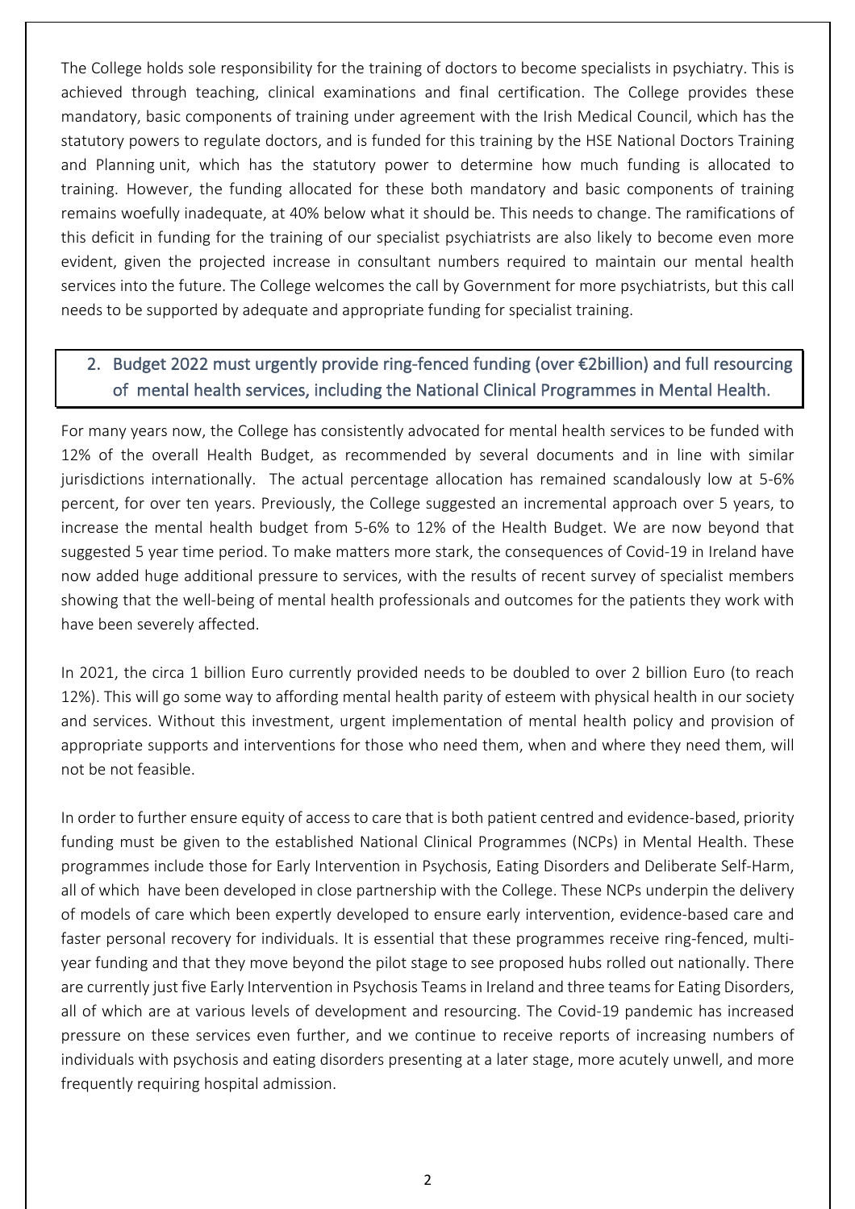The College holds sole responsibility for the training of doctors to become specialists in psychiatry. This is achieved through teaching, clinical examinations and final certification. The College provides these mandatory, basic components of training under agreement with the Irish Medical Council, which has the statutory powers to regulate doctors, and is funded for this training by the HSE National Doctors Training and Planning unit, which has the statutory power to determine how much funding is allocated to training. However, the funding allocated for these both mandatory and basic components of training remains woefully inadequate, at 40% below what it should be. This needs to change. The ramifications of this deficit in funding for the training of our specialist psychiatrists are also likely to become even more evident, given the projected increase in consultant numbers required to maintain our mental health services into the future. The College welcomes the call by Government for more psychiatrists, but this call needs to be supported by adequate and appropriate funding for specialist training.

## 2. Budget 2022 must urgently provide ring-fenced funding (over €2billion) and full resourcing of mental health services, including the National Clinical Programmes in Mental Health.

For many years now, the College has consistently advocated for mental health services to be funded with 12% of the overall Health Budget, as recommended by several documents and in line with similar jurisdictions internationally. The actual percentage allocation has remained scandalously low at 5-6% percent, for over ten years. Previously, the College suggested an incremental approach over 5 years, to increase the mental health budget from 5-6% to 12% of the Health Budget. We are now beyond that suggested 5 year time period. To make matters more stark, the consequences of Covid-19 in Ireland have now added huge additional pressure to services, with the results of recent survey of specialist members showing that the well-being of mental health professionals and outcomes for the patients they work with have been severely affected.

In 2021, the circa 1 billion Euro currently provided needs to be doubled to over 2 billion Euro (to reach 12%). This will go some way to affording mental health parity of esteem with physical health in our society and services. Without this investment, urgent implementation of mental health policy and provision of appropriate supports and interventions for those who need them, when and where they need them, will not be not feasible.

In order to further ensure equity of access to care that is both patient centred and evidence-based, priority funding must be given to the established National Clinical Programmes (NCPs) in Mental Health. These programmes include those for Early Intervention in Psychosis, Eating Disorders and Deliberate Self-Harm, all of which have been developed in close partnership with the College. These NCPs underpin the delivery of models of care which been expertly developed to ensure early intervention, evidence-based care and faster personal recovery for individuals. It is essential that these programmes receive ring-fenced, multi-year funding and that they move beyond the pilot stage to see proposed hubs rolled out nationally. There are currently just five Early Intervention in Psychosis Teams in Ireland and three teams for Eating Disorders, all of which are at various levels of development and resourcing. The Covid-19 pandemic has increased pressure on these services even further, and we continue to receive reports of increasing numbers of individuals with psychosis and eating disorders presenting at a later stage, more acutely unwell, and more frequently requiring hospital admission.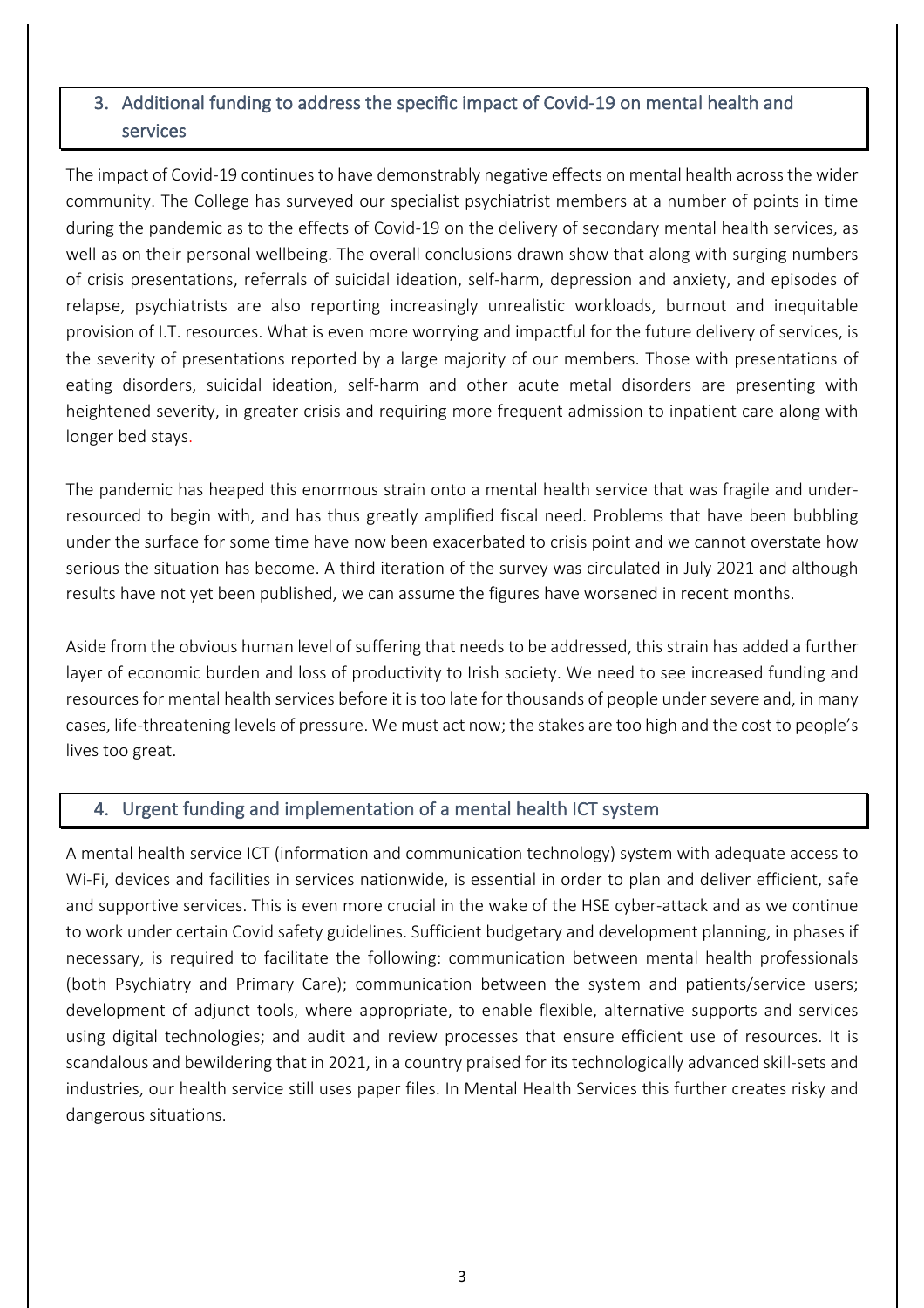## 3. Additional funding to address the specific impact of Covid-19 on mental health and services

The impact of Covid-19 continues to have demonstrably negative effects on mental health across the wider community. The College has surveyed our specialist psychiatrist members at a number of points in time during the pandemic as to the effects of Covid-19 on the delivery of secondary mental health services, as well as on their personal wellbeing. The overall conclusions drawn show that along with surging numbers of crisis presentations, referrals of suicidal ideation, self-harm, depression and anxiety, and episodes of relapse, psychiatrists are also reporting increasingly unrealistic workloads, burnout and inequitable provision of I.T. resources. What is even more worrying and impactful for the future delivery of services, is the severity of presentations reported by a large majority of our members. Those with presentations of eating disorders, suicidal ideation, self-harm and other acute metal disorders are presenting with heightened severity, in greater crisis and requiring more frequent admission to inpatient care along with longer bed stays.

The pandemic has heaped this enormous strain onto a mental health service that was fragile and under-resourced to begin with, and has thus greatly amplified fiscal need. Problems that have been bubbling under the surface for some time have now been exacerbated to crisis point and we cannot overstate how serious the situation has become. A third iteration of the survey was circulated in July 2021 and although results have not yet been published, we can assume the figures have worsened in recent months.

Aside from the obvious human level of suffering that needs to be addressed, this strain has added a further layer of economic burden and loss of productivity to Irish society. We need to see increased funding and resources for mental health services before it is too late for thousands of people under severe and, in many cases, life-threatening levels of pressure. We must act now; the stakes are too high and the cost to people's lives too great.

## 4. Urgent funding and implementation of a mental health ICT system

A mental health service ICT (information and communication technology) system with adequate access to Wi-Fi, devices and facilities in services nationwide, is essential in order to plan and deliver efficient, safe and supportive services. This is even more crucial in the wake of the HSE cyber-attack and as we continue to work under certain Covid safety guidelines. Sufficient budgetary and development planning, in phases if necessary, is required to facilitate the following: communication between mental health professionals (both Psychiatry and Primary Care); communication between the system and patients/service users; development of adjunct tools, where appropriate, to enable flexible, alternative supports and services using digital technologies; and audit and review processes that ensure efficient use of resources. It is scandalous and bewildering that in 2021, in a country praised for its technologically advanced skill-sets and industries, our health service still uses paper files. In Mental Health Services this further creates risky and dangerous situations.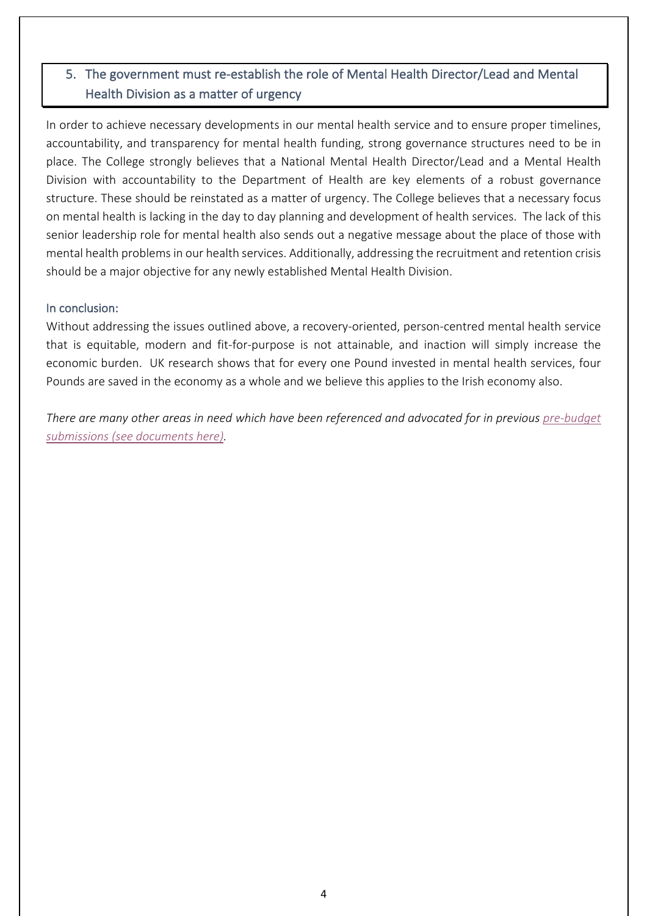## 5. The government must re-establish the role of Mental Health Director/Lead and Mental Health Division as a matter of urgency

In order to achieve necessary developments in our mental health service and to ensure proper timelines, accountability, and transparency for mental health funding, strong governance structures need to be in place. The College strongly believes that a National Mental Health Director/Lead and a Mental Health Division with accountability to the Department of Health are key elements of a robust governance structure. These should be reinstated as a matter of urgency. The College believes that a necessary focus on mental health is lacking in the day to day planning and development of health services. The lack of this senior leadership role for mental health also sends out a negative message about the place of those with mental health problems in our health services. Additionally, addressing the recruitment and retention crisis should be a major objective for any newly established Mental Health Division.

### In conclusion:

Without addressing the issues outlined above, a recovery-oriented, person-centred mental health service that is equitable, modern and fit-for-purpose is not attainable, and inaction will simply increase the economic burden. UK research shows that for every one Pound invested in mental health services, four Pounds are saved in the economy as a whole and we believe this applies to the Irish economy also.

*There are many other areas in need which have been referenced and advocated for in previous [pre-budget submissions (see documents here)](#).*